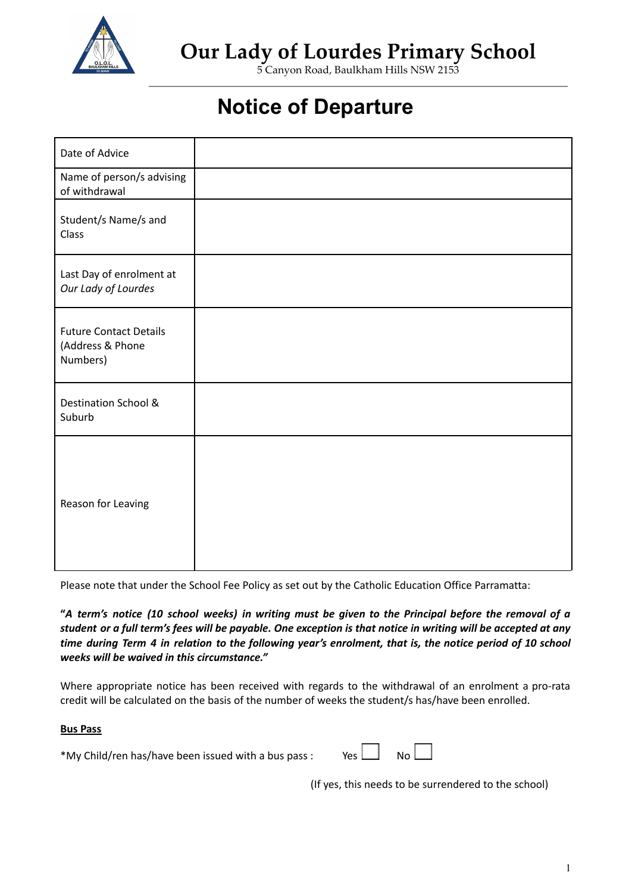# Our Lady of Lourdes Primary School

5 Canyon Road, Baulkham Hills NSW 2153

## Notice of Departure

| | |
|---|---|
| Date of Advice | |
| Name of person/s advising of withdrawal | |
| Student/s Name/s and Class | |
| Last Day of enrolment at *Our Lady of Lourdes* | |
| Future Contact Details (Address & Phone Numbers) | |
| Destination School & Suburb | |
| Reason for Leaving | |

Please note that under the School Fee Policy as set out by the Catholic Education Office Parramatta:

**"*A term's notice (10 school weeks) in writing must be given to the Principal before the removal of a student or a full term's fees will be payable. One exception is that notice in writing will be accepted at any time during Term 4 in relation to the following year's enrolment, that is, the notice period of 10 school weeks will be waived in this circumstance.*"**

Where appropriate notice has been received with regards to the withdrawal of an enrolment a pro-rata credit will be calculated on the basis of the number of weeks the student/s has/have been enrolled.

**Bus Pass**

*My Child/ren has/have been issued with a bus pass : Yes ☐ No ☐

(If yes, this needs to be surrendered to the school)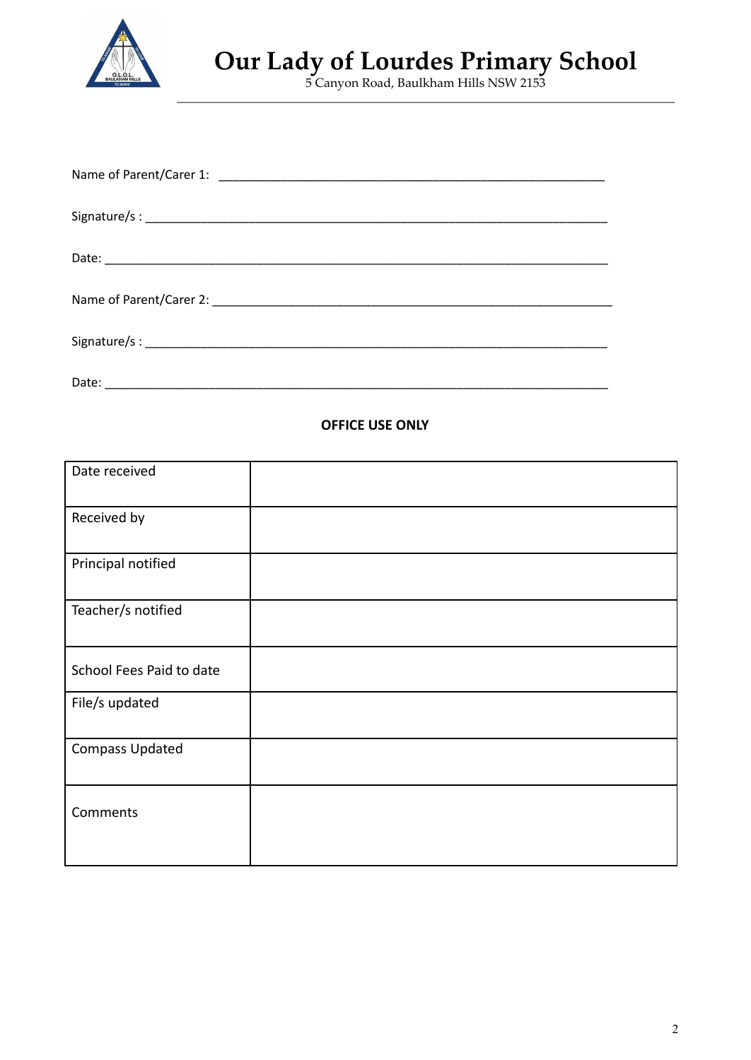# Our Lady of Lourdes Primary School

5 Canyon Road, Baulkham Hills NSW 2153

Name of Parent/Carer 1: ___________________________________________________________

Signature/s : ___________________________________________________________________

Date: _________________________________________________________________________

Name of Parent/Carer 2: ___________________________________________________________

Signature/s : ___________________________________________________________________

Date: _________________________________________________________________________

**OFFICE USE ONLY**

| | |
|---|---|
| Date received | |
| Received by | |
| Principal notified | |
| Teacher/s notified | |
| School Fees Paid to date | |
| File/s updated | |
| Compass Updated | |
| Comments | |